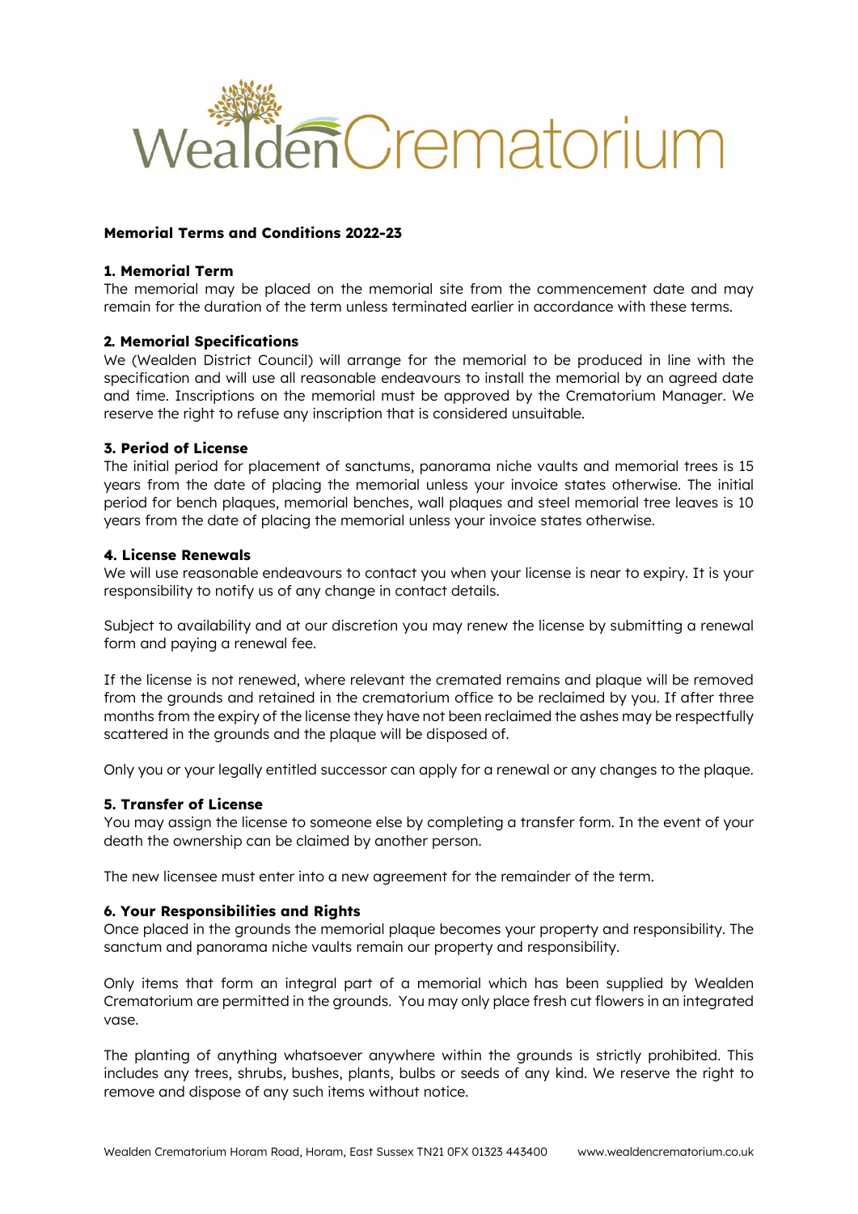# Wealden Crematorium

**Memorial Terms and Conditions 2022-23**

**1. Memorial Term**

The memorial may be placed on the memorial site from the commencement date and may remain for the duration of the term unless terminated earlier in accordance with these terms.

**2. Memorial Specifications**

We (Wealden District Council) will arrange for the memorial to be produced in line with the specification and will use all reasonable endeavours to install the memorial by an agreed date and time. Inscriptions on the memorial must be approved by the Crematorium Manager. We reserve the right to refuse any inscription that is considered unsuitable.

**3. Period of License**

The initial period for placement of sanctums, panorama niche vaults and memorial trees is 15 years from the date of placing the memorial unless your invoice states otherwise. The initial period for bench plaques, memorial benches, wall plaques and steel memorial tree leaves is 10 years from the date of placing the memorial unless your invoice states otherwise.

**4. License Renewals**

We will use reasonable endeavours to contact you when your license is near to expiry. It is your responsibility to notify us of any change in contact details.

Subject to availability and at our discretion you may renew the license by submitting a renewal form and paying a renewal fee.

If the license is not renewed, where relevant the cremated remains and plaque will be removed from the grounds and retained in the crematorium office to be reclaimed by you. If after three months from the expiry of the license they have not been reclaimed the ashes may be respectfully scattered in the grounds and the plaque will be disposed of.

Only you or your legally entitled successor can apply for a renewal or any changes to the plaque.

**5. Transfer of License**

You may assign the license to someone else by completing a transfer form. In the event of your death the ownership can be claimed by another person.

The new licensee must enter into a new agreement for the remainder of the term.

**6. Your Responsibilities and Rights**

Once placed in the grounds the memorial plaque becomes your property and responsibility. The sanctum and panorama niche vaults remain our property and responsibility.

Only items that form an integral part of a memorial which has been supplied by Wealden Crematorium are permitted in the grounds. You may only place fresh cut flowers in an integrated vase.

The planting of anything whatsoever anywhere within the grounds is strictly prohibited. This includes any trees, shrubs, bushes, plants, bulbs or seeds of any kind. We reserve the right to remove and dispose of any such items without notice.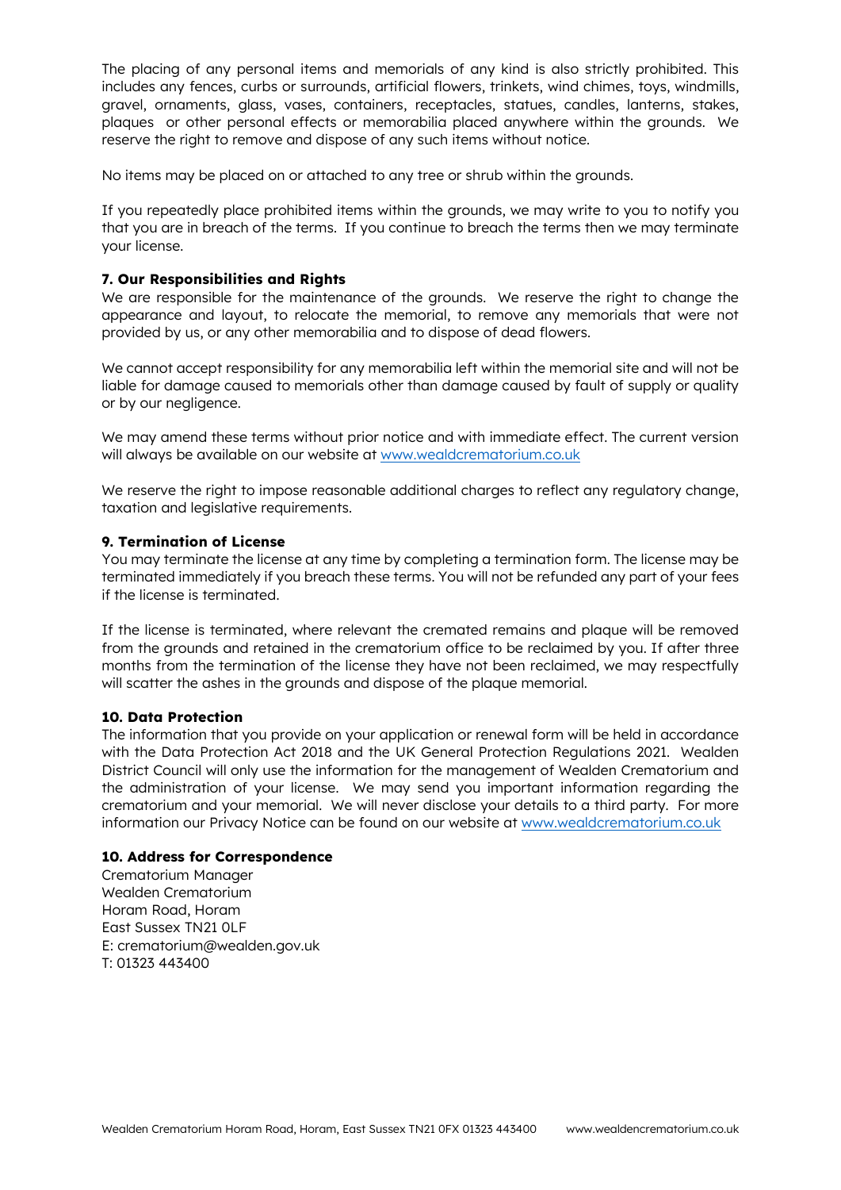The placing of any personal items and memorials of any kind is also strictly prohibited. This includes any fences, curbs or surrounds, artificial flowers, trinkets, wind chimes, toys, windmills, gravel, ornaments, glass, vases, containers, receptacles, statues, candles, lanterns, stakes, plaques or other personal effects or memorabilia placed anywhere within the grounds. We reserve the right to remove and dispose of any such items without notice.

No items may be placed on or attached to any tree or shrub within the grounds.

If you repeatedly place prohibited items within the grounds, we may write to you to notify you that you are in breach of the terms. If you continue to breach the terms then we may terminate your license.

**7. Our Responsibilities and Rights**

We are responsible for the maintenance of the grounds. We reserve the right to change the appearance and layout, to relocate the memorial, to remove any memorials that were not provided by us, or any other memorabilia and to dispose of dead flowers.

We cannot accept responsibility for any memorabilia left within the memorial site and will not be liable for damage caused to memorials other than damage caused by fault of supply or quality or by our negligence.

We may amend these terms without prior notice and with immediate effect. The current version will always be available on our website at [www.wealdcrematorium.co.uk](http://www.wealdcrematorium.co.uk)

We reserve the right to impose reasonable additional charges to reflect any regulatory change, taxation and legislative requirements.

**9. Termination of License**

You may terminate the license at any time by completing a termination form. The license may be terminated immediately if you breach these terms. You will not be refunded any part of your fees if the license is terminated.

If the license is terminated, where relevant the cremated remains and plaque will be removed from the grounds and retained in the crematorium office to be reclaimed by you. If after three months from the termination of the license they have not been reclaimed, we may respectfully will scatter the ashes in the grounds and dispose of the plaque memorial.

**10. Data Protection**

The information that you provide on your application or renewal form will be held in accordance with the Data Protection Act 2018 and the UK General Protection Regulations 2021. Wealden District Council will only use the information for the management of Wealden Crematorium and the administration of your license. We may send you important information regarding the crematorium and your memorial. We will never disclose your details to a third party. For more information our Privacy Notice can be found on our website at [www.wealdcrematorium.co.uk](http://www.wealdcrematorium.co.uk)

**10. Address for Correspondence**

Crematorium Manager
Wealden Crematorium
Horam Road, Horam
East Sussex TN21 0LF
E: crematorium@wealden.gov.uk
T: 01323 443400